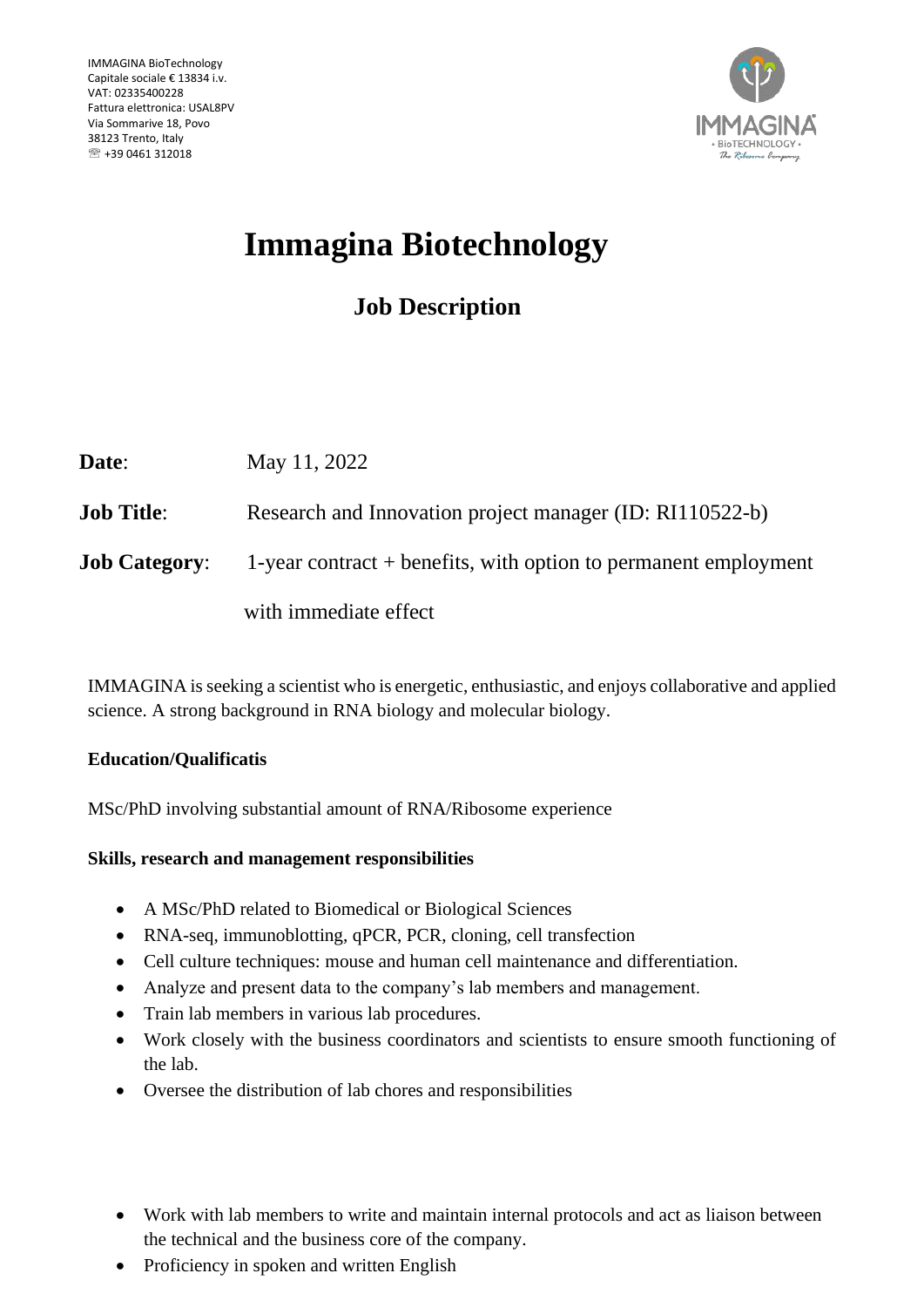IMMAGINA BioTechnology
Capitale sociale € 13834 i.v.
VAT: 02335400228
Fattura elettronica: USAL8PV
Via Sommarive 18, Povo
38123 Trento, Italy
☏ +39 0461 312018

# Immagina Biotechnology

## Job Description

**Date**: May 11, 2022

**Job Title**: Research and Innovation project manager (ID: RI110522-b)

**Job Category**: 1-year contract + benefits, with option to permanent employment with immediate effect

IMMAGINA is seeking a scientist who is energetic, enthusiastic, and enjoys collaborative and applied science. A strong background in RNA biology and molecular biology.

**Education/Qualificatis**

MSc/PhD involving substantial amount of RNA/Ribosome experience

**Skills, research and management responsibilities**

- A MSc/PhD related to Biomedical or Biological Sciences
- RNA-seq, immunoblotting, qPCR, PCR, cloning, cell transfection
- Cell culture techniques: mouse and human cell maintenance and differentiation.
- Analyze and present data to the company's lab members and management.
- Train lab members in various lab procedures.
- Work closely with the business coordinators and scientists to ensure smooth functioning of the lab.
- Oversee the distribution of lab chores and responsibilities
- Work with lab members to write and maintain internal protocols and act as liaison between the technical and the business core of the company.
- Proficiency in spoken and written English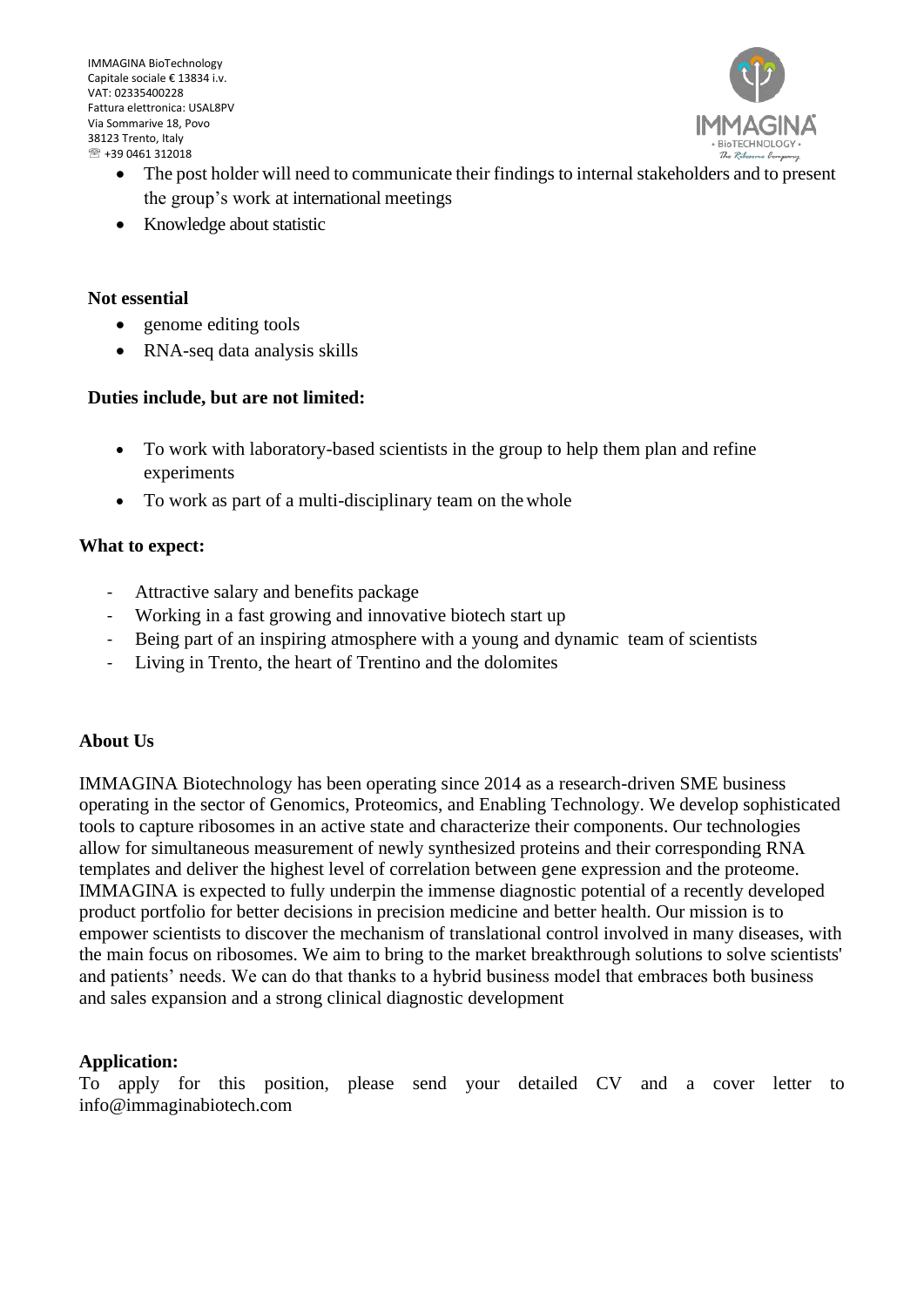- The post holder will need to communicate their findings to internal stakeholders and to present the group's work at international meetings
- Knowledge about statistic

**Not essential**

- genome editing tools
- RNA-seq data analysis skills

**Duties include, but are not limited:**

- To work with laboratory-based scientists in the group to help them plan and refine experiments
- To work as part of a multi-disciplinary team on the whole

**What to expect:**

- Attractive salary and benefits package
- Working in a fast growing and innovative biotech start up
- Being part of an inspiring atmosphere with a young and dynamic team of scientists
- Living in Trento, the heart of Trentino and the dolomites

**About Us**

IMMAGINA Biotechnology has been operating since 2014 as a research-driven SME business operating in the sector of Genomics, Proteomics, and Enabling Technology. We develop sophisticated tools to capture ribosomes in an active state and characterize their components. Our technologies allow for simultaneous measurement of newly synthesized proteins and their corresponding RNA templates and deliver the highest level of correlation between gene expression and the proteome. IMMAGINA is expected to fully underpin the immense diagnostic potential of a recently developed product portfolio for better decisions in precision medicine and better health. Our mission is to empower scientists to discover the mechanism of translational control involved in many diseases, with the main focus on ribosomes. We aim to bring to the market breakthrough solutions to solve scientists' and patients' needs. We can do that thanks to a hybrid business model that embraces both business and sales expansion and a strong clinical diagnostic development

**Application:**

To apply for this position, please send your detailed CV and a cover letter to info@immaginabiotech.com